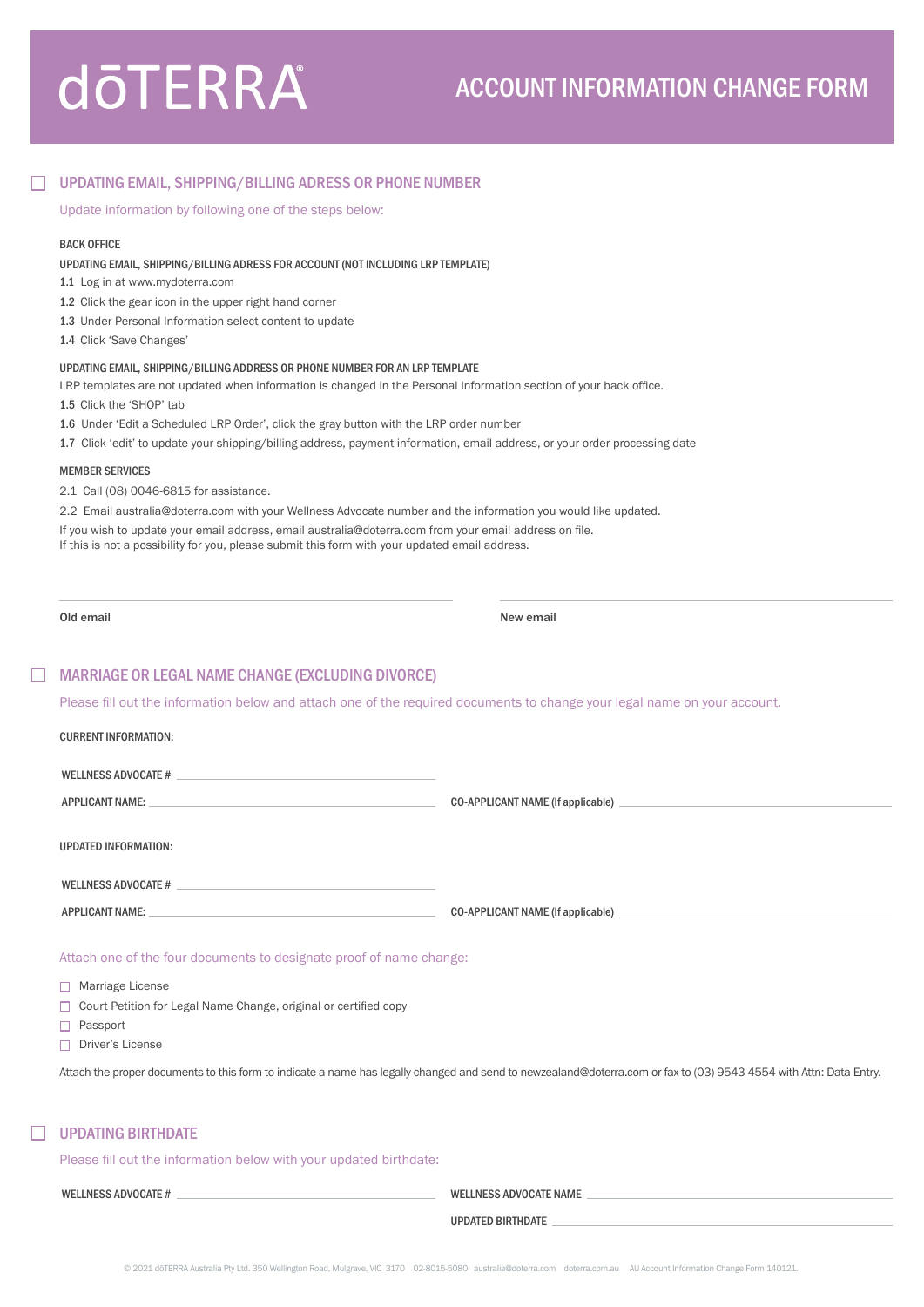# dōTERRA®

## ACCOUNT INFORMATION CHANGE FORM

## ☐ UPDATING EMAIL, SHIPPING/BILLING ADRESS OR PHONE NUMBER

Update information by following one of the steps below:

**BACK OFFICE**

**UPDATING EMAIL, SHIPPING/BILLING ADRESS FOR ACCOUNT (NOT INCLUDING LRP TEMPLATE)**

1.1 Log in at www.mydoterra.com

1.2 Click the gear icon in the upper right hand corner

1.3 Under Personal Information select content to update

1.4 Click 'Save Changes'

**UPDATING EMAIL, SHIPPING/BILLING ADDRESS OR PHONE NUMBER FOR AN LRP TEMPLATE**

LRP templates are not updated when information is changed in the Personal Information section of your back office.

1.5 Click the 'SHOP' tab

1.6 Under 'Edit a Scheduled LRP Order', click the gray button with the LRP order number

1.7 Click 'edit' to update your shipping/billing address, payment information, email address, or your order processing date

**MEMBER SERVICES**

2.1 Call (08) 0046-6815 for assistance.

2.2 Email australia@doterra.com with your Wellness Advocate number and the information you would like updated.

If you wish to update your email address, email australia@doterra.com from your email address on file.
If this is not a possibility for you, please submit this form with your updated email address.

Old email ____________________ New email ____________________

## ☐ MARRIAGE OR LEGAL NAME CHANGE (EXCLUDING DIVORCE)

Please fill out the information below and attach one of the required documents to change your legal name on your account.

**CURRENT INFORMATION:**

WELLNESS ADVOCATE # ____________________

APPLICANT NAME: ____________________ CO-APPLICANT NAME (If applicable) ____________________

**UPDATED INFORMATION:**

WELLNESS ADVOCATE # ____________________

APPLICANT NAME: ____________________ CO-APPLICANT NAME (If applicable) ____________________

Attach one of the four documents to designate proof of name change:

- ☐ Marriage License
- ☐ Court Petition for Legal Name Change, original or certified copy
- ☐ Passport
- ☐ Driver's License

Attach the proper documents to this form to indicate a name has legally changed and send to newzealand@doterra.com or fax to (03) 9543 4554 with Attn: Data Entry.

## ☐ UPDATING BIRTHDATE

Please fill out the information below with your updated birthdate:

WELLNESS ADVOCATE # ____________________ WELLNESS ADVOCATE NAME ____________________

UPDATED BIRTHDATE ____________________

© 2021 dōTERRA Australia Pty Ltd. 350 Wellington Road, Mulgrave, VIC 3170 02-8015-5080 australia@doterra.com doterra.com.au AU Account Information Change Form 140121.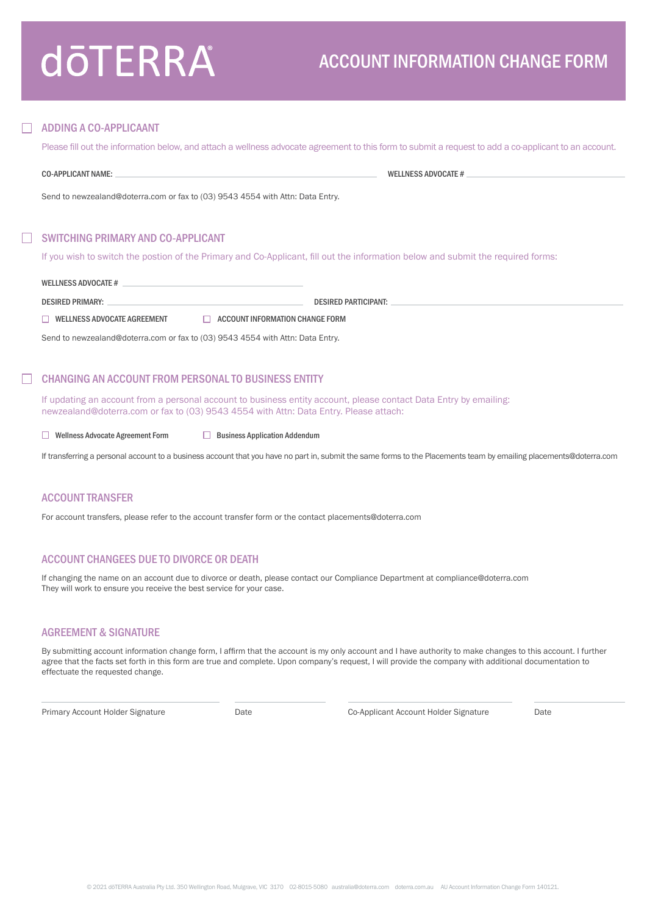# dōTERRA ACCOUNT INFORMATION CHANGE FORM

## ☐ ADDING A CO-APPLICAANT

Please fill out the information below, and attach a wellness advocate agreement to this form to submit a request to add a co-applicant to an account.

CO-APPLICANT NAME: ______________________ WELLNESS ADVOCATE # ______________________

Send to newzealand@doterra.com or fax to (03) 9543 4554 with Attn: Data Entry.

## ☐ SWITCHING PRIMARY AND CO-APPLICANT

If you wish to switch the postion of the Primary and Co-Applicant, fill out the information below and submit the required forms:

WELLNESS ADVOCATE # ______________________

DESIRED PRIMARY: ______________________ DESIRED PARTICIPANT: ______________________

☐ WELLNESS ADVOCATE AGREEMENT ☐ ACCOUNT INFORMATION CHANGE FORM

Send to newzealand@doterra.com or fax to (03) 9543 4554 with Attn: Data Entry.

## ☐ CHANGING AN ACCOUNT FROM PERSONAL TO BUSINESS ENTITY

If updating an account from a personal account to business entity account, please contact Data Entry by emailing: newzealand@doterra.com or fax to (03) 9543 4554 with Attn: Data Entry. Please attach:

☐ Wellness Advocate Agreement Form ☐ Business Application Addendum

If transferring a personal account to a business account that you have no part in, submit the same forms to the Placements team by emailing placements@doterra.com

## ACCOUNT TRANSFER

For account transfers, please refer to the account transfer form or the contact placements@doterra.com

## ACCOUNT CHANGEES DUE TO DIVORCE OR DEATH

If changing the name on an account due to divorce or death, please contact our Compliance Department at compliance@doterra.com
They will work to ensure you receive the best service for your case.

## AGREEMENT & SIGNATURE

By submitting account information change form, I affirm that the account is my only account and I have authority to make changes to this account. I further agree that the facts set forth in this form are true and complete. Upon company's request, I will provide the company with additional documentation to effectuate the requested change.

______________________ Primary Account Holder Signature

______________________ Date

______________________ Co-Applicant Account Holder Signature

______________________ Date

© 2021 dōTERRA Australia Pty Ltd. 350 Wellington Road, Mulgrave, VIC 3170 02-8015-5080 australia@doterra.com doterra.com.au AU Account Information Change Form 140121.